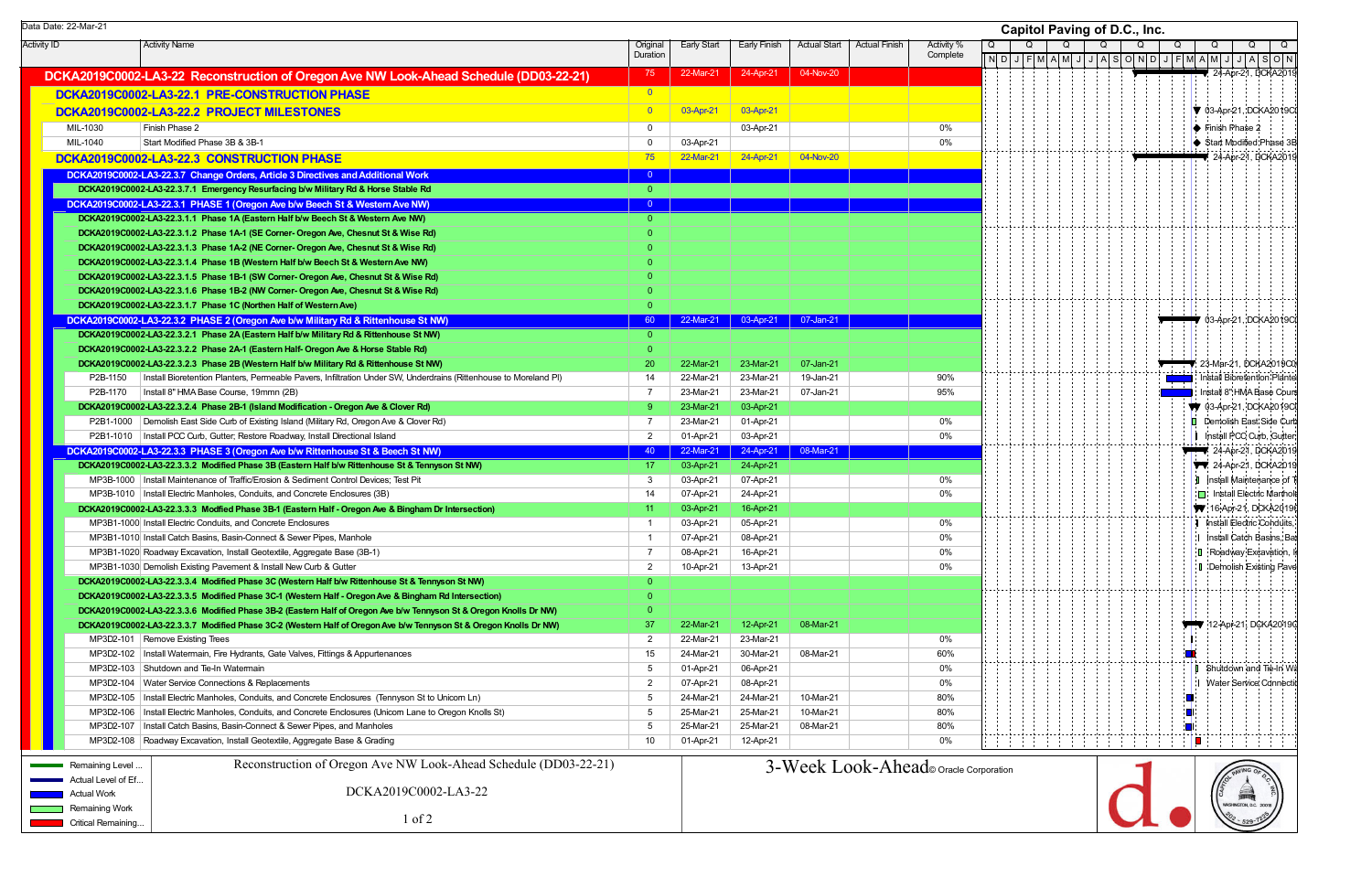Data Date: 22-Mar-21

**Capitol Paving of D.C., Inc.**

| Activity ID | Activity Name | Original Duration | Early Start | Early Finish | Actual Start | Actual Finish | Activity % Complete |
|---|---|---|---|---|---|---|---|
| **DCKA2019C0002-LA3-22** | **Reconstruction of Oregon Ave NW Look-Ahead Schedule (DD03-22-21)** | 75 | 22-Mar-21 | 24-Apr-21 | 04-Nov-20 | | |
| **DCKA2019C0002-LA3-22.1** | **PRE-CONSTRUCTION PHASE** | 0 | | | | | |
| **DCKA2019C0002-LA3-22.2** | **PROJECT MILESTONES** | 0 | 03-Apr-21 | 03-Apr-21 | | | |
| MIL-1030 | Finish Phase 2 | 0 | | 03-Apr-21 | | | 0% |
| MIL-1040 | Start Modified Phase 3B & 3B-1 | 0 | 03-Apr-21 | | | | 0% |
| **DCKA2019C0002-LA3-22.3** | **CONSTRUCTION PHASE** | 75 | 22-Mar-21 | 24-Apr-21 | 04-Nov-20 | | |
| **DCKA2019C0002-LA3-22.3.7** | **Change Orders, Article 3 Directives and Additional Work** | 0 | | | | | |
| **DCKA2019C0002-LA3-22.3.7.1** | **Emergency Resurfacing b/w Military Rd & Horse Stable Rd** | 0 | | | | | |
| **DCKA2019C0002-LA3-22.3.1** | **PHASE 1 (Oregon Ave b/w Beech St & Western Ave NW)** | 0 | | | | | |
| **DCKA2019C0002-LA3-22.3.1.1** | **Phase 1A (Eastern Half b/w Beech St & Western Ave NW)** | 0 | | | | | |
| **DCKA2019C0002-LA3-22.3.1.2** | **Phase 1A-1 (SE Corner- Oregon Ave, Chesnut St & Wise Rd)** | 0 | | | | | |
| **DCKA2019C0002-LA3-22.3.1.3** | **Phase 1A-2 (NE Corner- Oregon Ave, Chesnut St & Wise Rd)** | 0 | | | | | |
| **DCKA2019C0002-LA3-22.3.1.4** | **Phase 1B (Western Half b/w Beech St & Western Ave NW)** | 0 | | | | | |
| **DCKA2019C0002-LA3-22.3.1.5** | **Phase 1B-1 (SW Corner- Oregon Ave, Chesnut St & Wise Rd)** | 0 | | | | | |
| **DCKA2019C0002-LA3-22.3.1.6** | **Phase 1B-2 (NW Corner- Oregon Ave, Chesnut St & Wise Rd)** | 0 | | | | | |
| **DCKA2019C0002-LA3-22.3.1.7** | **Phase 1C (Northen Half of Western Ave)** | 0 | | | | | |
| **DCKA2019C0002-LA3-22.3.2** | **PHASE 2 (Oregon Ave b/w Military Rd & Rittenhouse St NW)** | 60 | 22-Mar-21 | 03-Apr-21 | 07-Jan-21 | | |
| **DCKA2019C0002-LA3-22.3.2.1** | **Phase 2A (Eastern Half b/w Military Rd & Rittenhouse St NW)** | 0 | | | | | |
| **DCKA2019C0002-LA3-22.3.2.2** | **Phase 2A-1 (Eastern Half- Oregon Ave & Horse Stable Rd)** | 0 | | | | | |
| **DCKA2019C0002-LA3-22.3.2.3** | **Phase 2B (Western Half b/w Military Rd & Rittenhouse St NW)** | 20 | 22-Mar-21 | 23-Mar-21 | 07-Jan-21 | | |
| P2B-1150 | Install Bioretention Planters, Permeable Pavers, Infiltration Under SW, Underdrains (Rittenhouse to Moreland Pl) | 14 | 22-Mar-21 | 23-Mar-21 | 19-Jan-21 | | 90% |
| P2B-1170 | Install 8" HMA Base Course, 19mmn (2B) | 7 | 23-Mar-21 | 23-Mar-21 | 07-Jan-21 | | 95% |
| **DCKA2019C0002-LA3-22.3.2.4** | **Phase 2B-1 (Island Modification - Oregon Ave & Clover Rd)** | 9 | 23-Mar-21 | 03-Apr-21 | | | |
| P2B1-1000 | Demolish East Side Curb of Existing Island (Military Rd, Oregon Ave & Clover Rd) | 7 | 23-Mar-21 | 01-Apr-21 | | | 0% |
| P2B1-1010 | Install PCC Curb, Gutter, Restore Roadway, Install Directional Island | 2 | 01-Apr-21 | 03-Apr-21 | | | 0% |
| **DCKA2019C0002-LA3-22.3.3** | **PHASE 3 (Oregon Ave b/w Rittenhouse St & Beech St NW)** | 40 | 22-Mar-21 | 24-Apr-21 | 08-Mar-21 | | |
| **DCKA2019C0002-LA3-22.3.3.2** | **Modified Phase 3B (Eastern Half b/w Rittenhouse St & Tennyson St NW)** | 17 | 03-Apr-21 | 24-Apr-21 | | | |
| MP3B-1000 | Install Maintenance of Traffic/Erosion & Sediment Control Devices; Test Pit | 3 | 03-Apr-21 | 07-Apr-21 | | | 0% |
| MP3B-1010 | Install Electric Manholes, Conduits, and Concrete Enclosures (3B) | 14 | 07-Apr-21 | 24-Apr-21 | | | 0% |
| **DCKA2019C0002-LA3-22.3.3.3** | **Modified Phase 3B-1 (Eastern Half - Oregon Ave & Bingham Dr Intersection)** | 11 | 03-Apr-21 | 16-Apr-21 | | | |
| MP3B1-1000 | Install Electric Conduits, and Concrete Enclosures | 1 | 03-Apr-21 | 05-Apr-21 | | | 0% |
| MP3B1-1010 | Install Catch Basins, Basin-Connect & Sewer Pipes, Manhole | 1 | 07-Apr-21 | 08-Apr-21 | | | 0% |
| MP3B1-1020 | Roadway Excavation, Install Geotextile, Aggregate Base (3B-1) | 7 | 08-Apr-21 | 16-Apr-21 | | | 0% |
| MP3B1-1030 | Demolish Existing Pavement & Install New Curb & Gutter | 2 | 10-Apr-21 | 13-Apr-21 | | | 0% |
| **DCKA2019C0002-LA3-22.3.3.4** | **Modified Phase 3C (Western Half b/w Rittenhouse St & Tennyson St NW)** | 0 | | | | | |
| **DCKA2019C0002-LA3-22.3.3.5** | **Modified Phase 3C-1 (Western Half - Oregon Ave & Bingham Rd Intersection)** | 0 | | | | | |
| **DCKA2019C0002-LA3-22.3.3.6** | **Modified Phase 3B-2 (Eastern Half of Oregon Ave b/w Tennyson St & Oregon Knolls Dr NW)** | 0 | | | | | |
| **DCKA2019C0002-LA3-22.3.3.7** | **Modified Phase 3C-2 (Western Half of Oregon Ave b/w Tennyson St & Oregon Knolls Dr NW)** | 37 | 22-Mar-21 | 12-Apr-21 | 08-Mar-21 | | |
| MP3D2-101 | Remove Existing Trees | 2 | 22-Mar-21 | 23-Mar-21 | | | 0% |
| MP3D2-102 | Install Watermain, Fire Hydrants, Gate Valves, Fittings & Appurtenances | 15 | 24-Mar-21 | 30-Mar-21 | 08-Mar-21 | | 60% |
| MP3D2-103 | Shutdown and Tie-In Watermain | 5 | 01-Apr-21 | 06-Apr-21 | | | 0% |
| MP3D2-104 | Water Service Connections & Replacements | 2 | 07-Apr-21 | 08-Apr-21 | | | 0% |
| MP3D2-105 | Install Electric Manholes, Conduits, and Concrete Enclosures (Tennyson St to Unicorn Ln) | 5 | 24-Mar-21 | 24-Mar-21 | 10-Mar-21 | | 80% |
| MP3D2-106 | Install Electric Manholes, Conduits, and Concrete Enclosures (Unicorn Lane to Oregon Knolls St) | 5 | 25-Mar-21 | 25-Mar-21 | 10-Mar-21 | | 80% |
| MP3D2-107 | Install Catch Basins, Basin-Connect & Sewer Pipes, and Manholes | 5 | 25-Mar-21 | 25-Mar-21 | 08-Mar-21 | | 80% |
| MP3D2-108 | Roadway Excavation, Install Geotextile, Aggregate Base & Grading | 10 | 01-Apr-21 | 12-Apr-21 | | | 0% |

Legend: Remaining Level ... | Actual Level of Ef... | Actual Work | Remaining Work | Critical Remaining...

Reconstruction of Oregon Ave NW Look-Ahead Schedule (DD03-22-21)

DCKA2019C0002-LA3-22

3-Week Look-Ahead © Oracle Corporation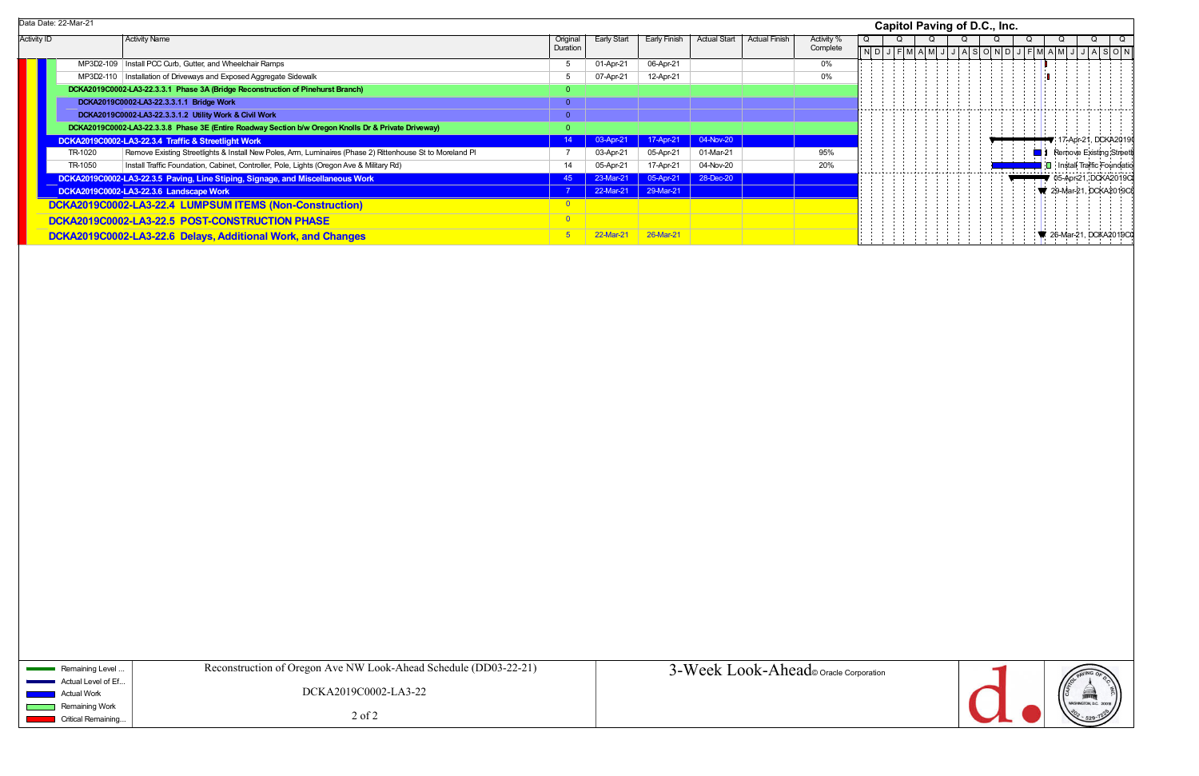Data Date: 22-Mar-21

## Capitol Paving of D.C., Inc.

| Activity ID | Activity Name | Original Duration | Early Start | Early Finish | Actual Start | Actual Finish | Activity % Complete |
|---|---|---|---|---|---|---|---|
| MP3D2-109 | Install PCC Curb, Gutter, and Wheelchair Ramps | 5 | 01-Apr-21 | 06-Apr-21 | | | 0% |
| MP3D2-110 | Installation of Driveways and Exposed Aggregate Sidewalk | 5 | 07-Apr-21 | 12-Apr-21 | | | 0% |
| DCKA2019C0002-LA3-22.3.3.1 Phase 3A (Bridge Reconstruction of Pinehurst Branch) | | 0 | | | | | |
| DCKA2019C0002-LA3-22.3.3.1.1 Bridge Work | | 0 | | | | | |
| DCKA2019C0002-LA3-22.3.3.1.2 Utility Work & Civil Work | | 0 | | | | | |
| DCKA2019C0002-LA3-22.3.3.8 Phase 3E (Entire Roadway Section b/w Oregon Knolls Dr & Private Driveway) | | 0 | | | | | |
| DCKA2019C0002-LA3-22.3.4 Traffic & Streetlight Work | | 14 | 03-Apr-21 | 17-Apr-21 | 04-Nov-20 | | |
| TR-1020 | Remove Existing Streetlights & Install New Poles, Arm, Luminaires (Phase 2) Rittenhouse St to Moreland Pl | 7 | 03-Apr-21 | 05-Apr-21 | 01-Mar-21 | | 95% |
| TR-1050 | Install Traffic Foundation, Cabinet, Controller, Pole, Lights (Oregon Ave & Military Rd) | 14 | 05-Apr-21 | 17-Apr-21 | 04-Nov-20 | | 20% |
| DCKA2019C0002-LA3-22.3.5 Paving, Line Stiping, Signage, and Miscellaneous Work | | 45 | 23-Mar-21 | 05-Apr-21 | 28-Dec-20 | | |
| DCKA2019C0002-LA3-22.3.6 Landscape Work | | 7 | 22-Mar-21 | 29-Mar-21 | | | |
| DCKA2019C0002-LA3-22.4 LUMPSUM ITEMS (Non-Construction) | | 0 | | | | | |
| DCKA2019C0002-LA3-22.5 POST-CONSTRUCTION PHASE | | 0 | | | | | |
| DCKA2019C0002-LA3-22.6 Delays, Additional Work, and Changes | | 5 | 22-Mar-21 | 26-Mar-21 | | | |

17-Apr-21, DCKA2019C
Remove Existing Streetl
Install Traffic Foundatio
05-Apr-21, DCKA2019C
29-Mar-21, DCKA2019C
26-Mar-21, DCKA2019C

Legend: Remaining Level ... | Actual Level of Ef... | Actual Work | Remaining Work | Critical Remaining...

Reconstruction of Oregon Ave NW Look-Ahead Schedule (DD03-22-21)

DCKA2019C0002-LA3-22

3-Week Look-Ahead © Oracle Corporation